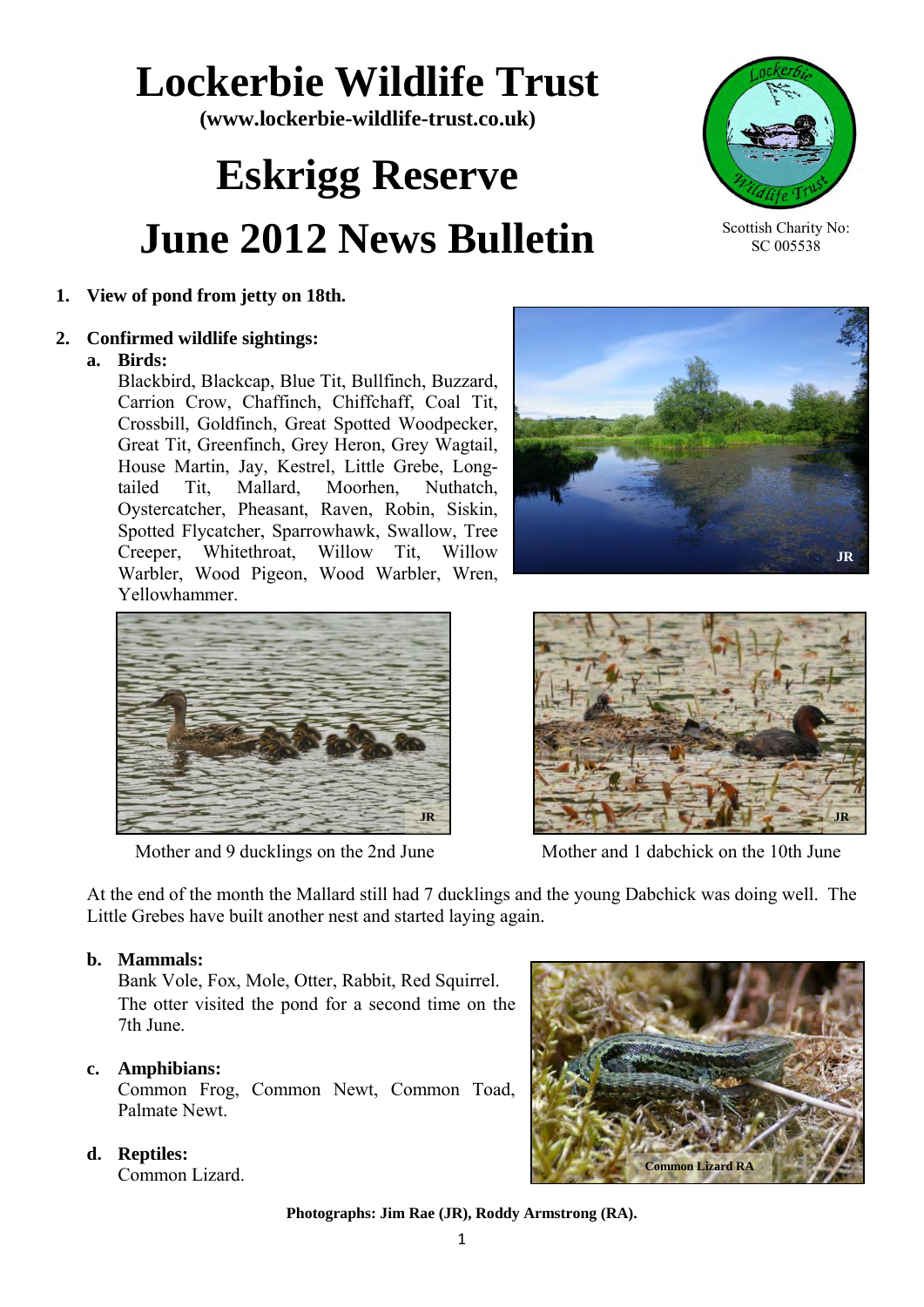# Lockerbie Wildlife Trust

**(www.lockerbie-wildlife-trust.co.uk)**

# Eskrigg Reserve

# June 2012 News Bulletin

Scottish Charity No: SC 005538

1. **View of pond from jetty on 18th.**

2. **Confirmed wildlife sightings:**

   a. **Birds:**
   Blackbird, Blackcap, Blue Tit, Bullfinch, Buzzard, Carrion Crow, Chaffinch, Chiffchaff, Coal Tit, Crossbill, Goldfinch, Great Spotted Woodpecker, Great Tit, Greenfinch, Grey Heron, Grey Wagtail, House Martin, Jay, Kestrel, Little Grebe, Long-tailed Tit, Mallard, Moorhen, Nuthatch, Oystercatcher, Pheasant, Raven, Robin, Siskin, Spotted Flycatcher, Sparrowhawk, Swallow, Tree Creeper, Whitethroat, Willow Tit, Willow Warbler, Wood Pigeon, Wood Warbler, Wren, Yellowhammer.

JR

JR

Mother and 9 ducklings on the 2nd June

JR

Mother and 1 dabchick on the 10th June

At the end of the month the Mallard still had 7 ducklings and the young Dabchick was doing well. The Little Grebes have built another nest and started laying again.

   b. **Mammals:**
   Bank Vole, Fox, Mole, Otter, Rabbit, Red Squirrel. The otter visited the pond for a second time on the 7th June.

   c. **Amphibians:**
   Common Frog, Common Newt, Common Toad, Palmate Newt.

   d. **Reptiles:**
   Common Lizard.

Common Lizard RA

**Photographs: Jim Rae (JR), Roddy Armstrong (RA).**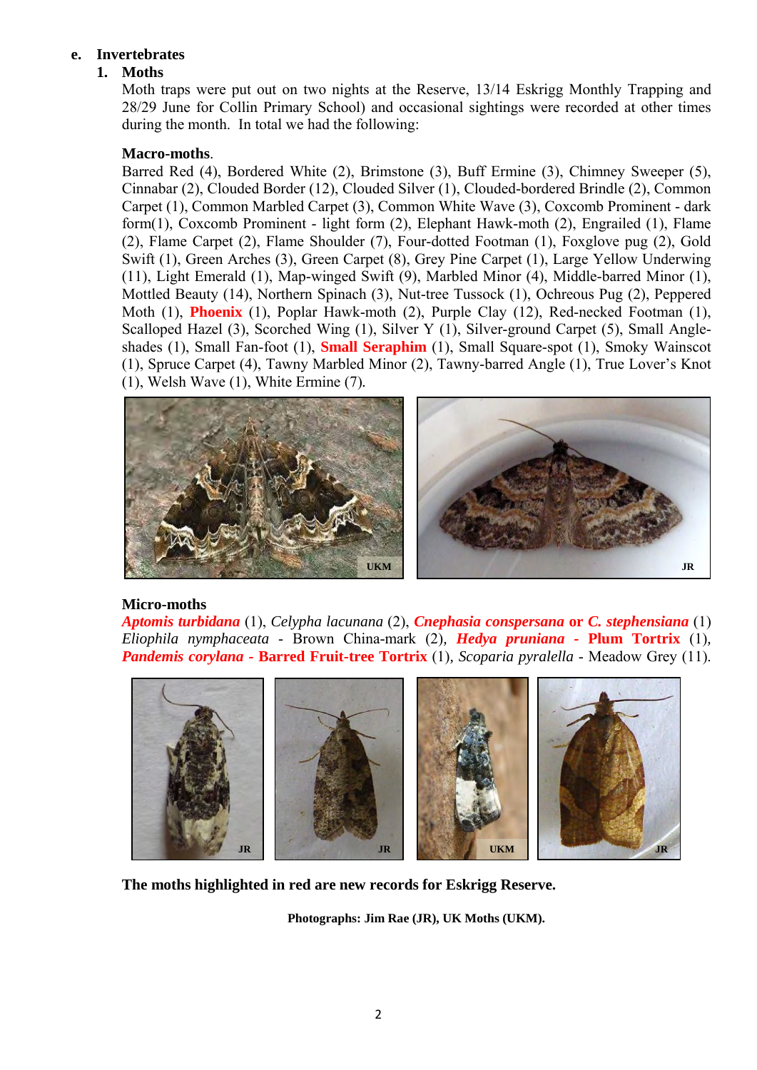**e. Invertebrates**

**1. Moths**

Moth traps were put out on two nights at the Reserve, 13/14 Eskrigg Monthly Trapping and 28/29 June for Collin Primary School) and occasional sightings were recorded at other times during the month. In total we had the following:

**Macro-moths**.

Barred Red (4), Bordered White (2), Brimstone (3), Buff Ermine (3), Chimney Sweeper (5), Cinnabar (2), Clouded Border (12), Clouded Silver (1), Clouded-bordered Brindle (2), Common Carpet (1), Common Marbled Carpet (3), Common White Wave (3), Coxcomb Prominent - dark form(1), Coxcomb Prominent - light form (2), Elephant Hawk-moth (2), Engrailed (1), Flame (2), Flame Carpet (2), Flame Shoulder (7), Four-dotted Footman (1), Foxglove pug (2), Gold Swift (1), Green Arches (3), Green Carpet (8), Grey Pine Carpet (1), Large Yellow Underwing (11), Light Emerald (1), Map-winged Swift (9), Marbled Minor (4), Middle-barred Minor (1), Mottled Beauty (14), Northern Spinach (3), Nut-tree Tussock (1), Ochreous Pug (2), Peppered Moth (1), **Phoenix** (1), Poplar Hawk-moth (2), Purple Clay (12), Red-necked Footman (1), Scalloped Hazel (3), Scorched Wing (1), Silver Y (1), Silver-ground Carpet (5), Small Angle-shades (1), Small Fan-foot (1), **Small Seraphim** (1), Small Square-spot (1), Smoky Wainscot (1), Spruce Carpet (4), Tawny Marbled Minor (2), Tawny-barred Angle (1), True Lover's Knot (1), Welsh Wave (1), White Ermine (7).

UKM

JR

**Micro-moths**

***Aptomis turbidana*** (1), *Celypha lacunana* (2), ***Cnephasia conspersana* or *C. stephensiana*** (1) *Eliophila nymphaceata* - Brown China-mark (2), ***Hedya pruniana* - Plum Tortrix** (1), ***Pandemis corylana* - Barred Fruit-tree Tortrix** (1), *Scoparia pyralella* - Meadow Grey (11).

JR

JR

UKM

JR

**The moths highlighted in red are new records for Eskrigg Reserve.**

**Photographs: Jim Rae (JR), UK Moths (UKM).**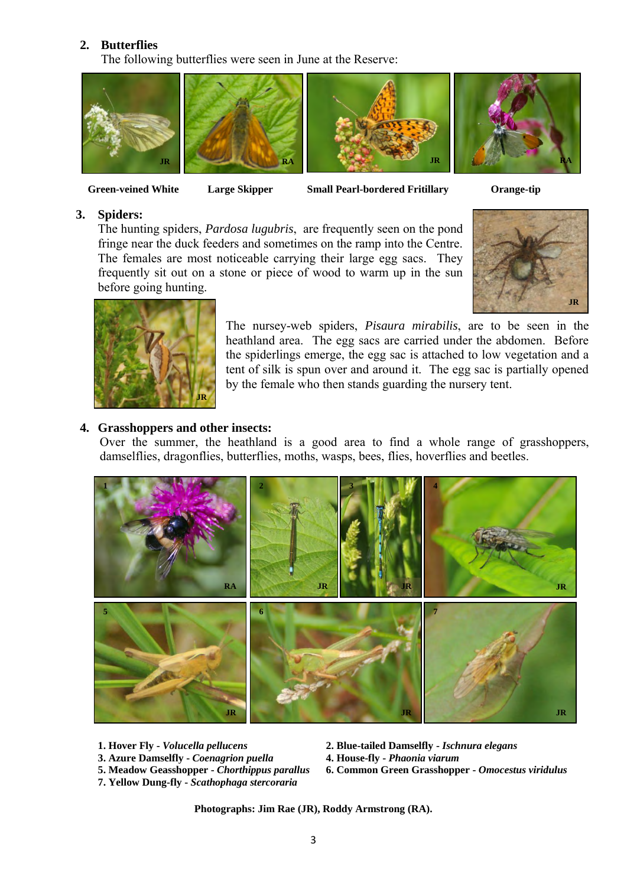## 2. Butterflies

The following butterflies were seen in June at the Reserve:

**Green-veined White** **Large Skipper** **Small Pearl-bordered Fritillary** **Orange-tip**

## 3. Spiders:

The hunting spiders, *Pardosa lugubris*, are frequently seen on the pond fringe near the duck feeders and sometimes on the ramp into the Centre. The females are most noticeable carrying their large egg sacs. They frequently sit out on a stone or piece of wood to warm up in the sun before going hunting.

The nursey-web spiders, *Pisaura mirabilis*, are to be seen in the heathland area. The egg sacs are carried under the abdomen. Before the spiderlings emerge, the egg sac is attached to low vegetation and a tent of silk is spun over and around it. The egg sac is partially opened by the female who then stands guarding the nursery tent.

## 4. Grasshoppers and other insects:

Over the summer, the heathland is a good area to find a whole range of grasshoppers, damselflies, dragonflies, butterflies, moths, wasps, bees, flies, hoverflies and beetles.

**1. Hover Fly - *Volucella pellucens***
**2. Blue-tailed Damselfly - *Ischnura elegans***
**3. Azure Damselfly - *Coenagrion puella***
**4. House-fly - *Phaonia viarum***
**5. Meadow Geasshopper - *Chorthippus parallus***
**6. Common Green Grasshopper - *Omocestus viridulus***
**7. Yellow Dung-fly - *Scathophaga stercoraria***

**Photographs: Jim Rae (JR), Roddy Armstrong (RA).**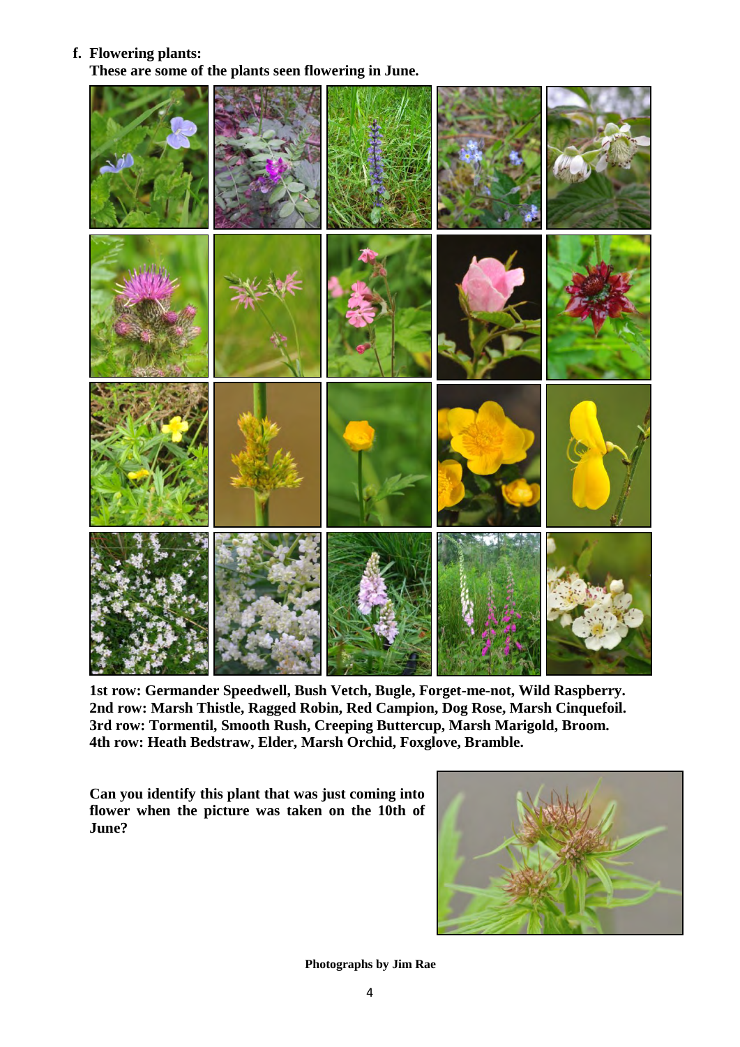**f. Flowering plants:**

**These are some of the plants seen flowering in June.**

**1st row: Germander Speedwell, Bush Vetch, Bugle, Forget-me-not, Wild Raspberry.**
**2nd row: Marsh Thistle, Ragged Robin, Red Campion, Dog Rose, Marsh Cinquefoil.**
**3rd row: Tormentil, Smooth Rush, Creeping Buttercup, Marsh Marigold, Broom.**
**4th row: Heath Bedstraw, Elder, Marsh Orchid, Foxglove, Bramble.**

**Can you identify this plant that was just coming into flower when the picture was taken on the 10th of June?**

**Photographs by Jim Rae**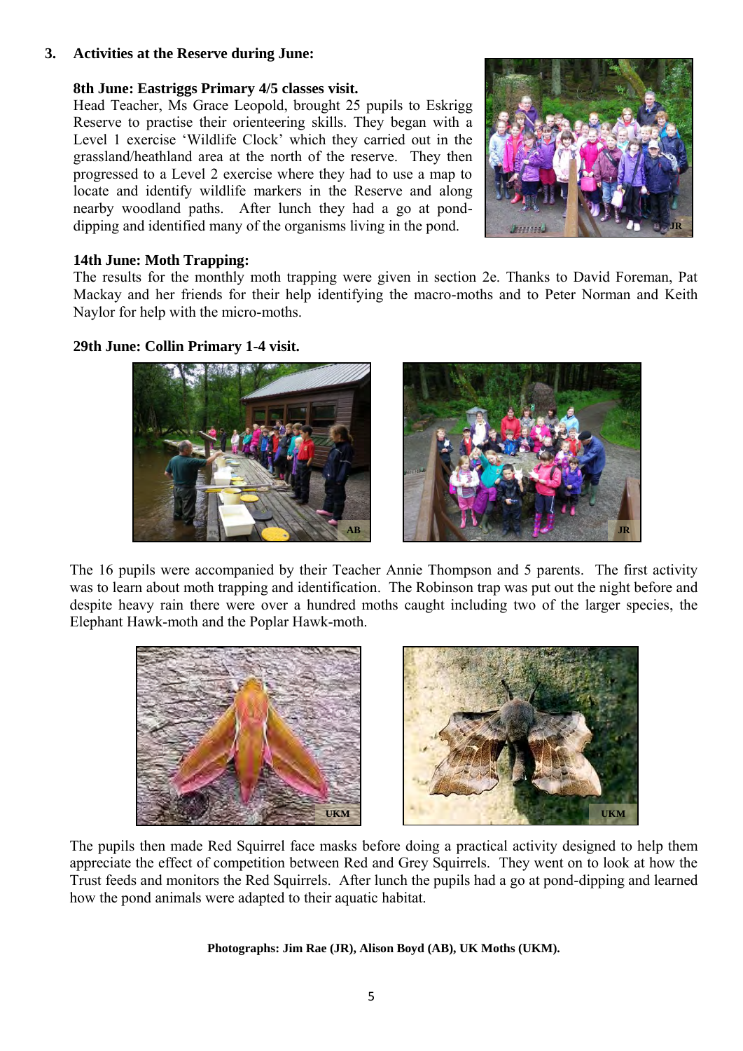## 3. Activities at the Reserve during June:

### 8th June: Eastriggs Primary 4/5 classes visit.

Head Teacher, Ms Grace Leopold, brought 25 pupils to Eskrigg Reserve to practise their orienteering skills. They began with a Level 1 exercise 'Wildlife Clock' which they carried out in the grassland/heathland area at the north of the reserve. They then progressed to a Level 2 exercise where they had to use a map to locate and identify wildlife markers in the Reserve and along nearby woodland paths. After lunch they had a go at pond-dipping and identified many of the organisms living in the pond.

### 14th June: Moth Trapping:

The results for the monthly moth trapping were given in section 2e. Thanks to David Foreman, Pat Mackay and her friends for their help identifying the macro-moths and to Peter Norman and Keith Naylor for help with the micro-moths.

### 29th June: Collin Primary 1-4 visit.

The 16 pupils were accompanied by their Teacher Annie Thompson and 5 parents. The first activity was to learn about moth trapping and identification. The Robinson trap was put out the night before and despite heavy rain there were over a hundred moths caught including two of the larger species, the Elephant Hawk-moth and the Poplar Hawk-moth.

The pupils then made Red Squirrel face masks before doing a practical activity designed to help them appreciate the effect of competition between Red and Grey Squirrels. They went on to look at how the Trust feeds and monitors the Red Squirrels. After lunch the pupils had a go at pond-dipping and learned how the pond animals were adapted to their aquatic habitat.

**Photographs: Jim Rae (JR), Alison Boyd (AB), UK Moths (UKM).**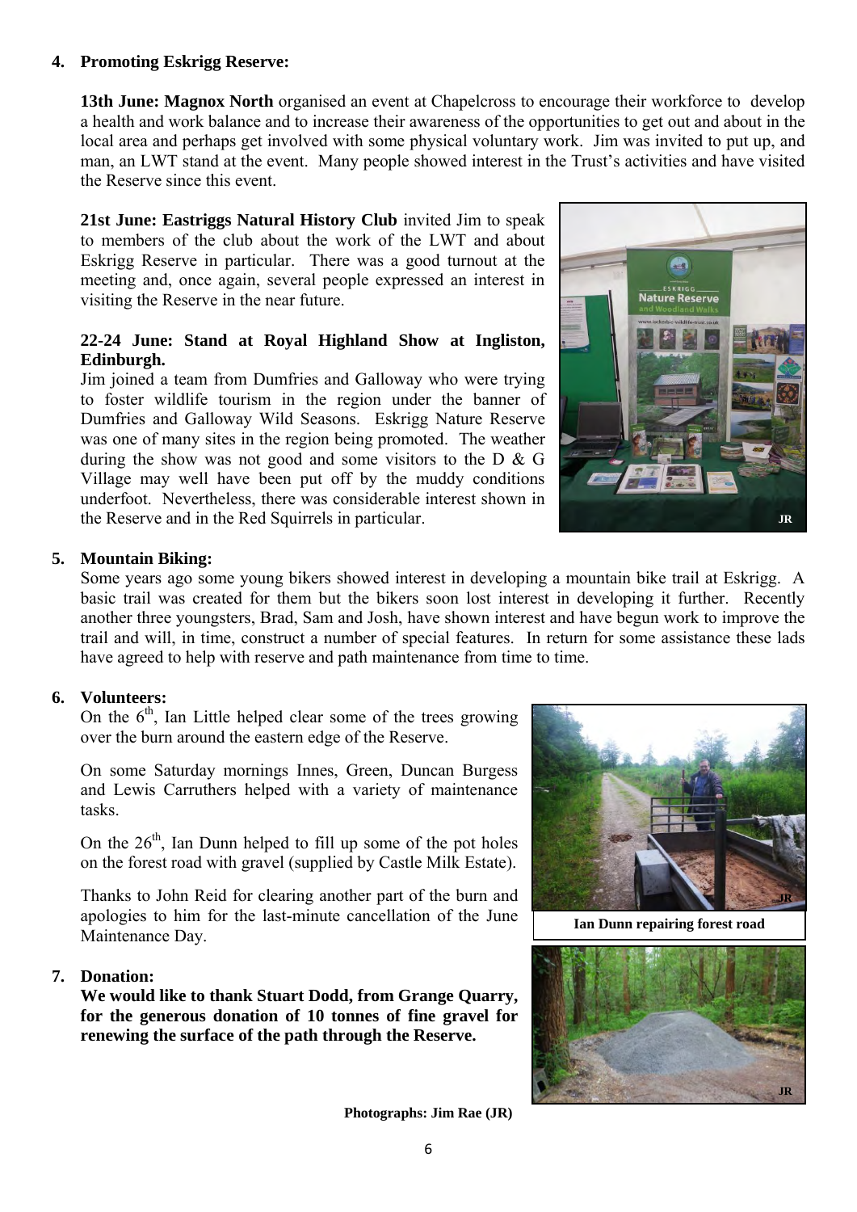## 4. Promoting Eskrigg Reserve:

**13th June: Magnox North** organised an event at Chapelcross to encourage their workforce to develop a health and work balance and to increase their awareness of the opportunities to get out and about in the local area and perhaps get involved with some physical voluntary work. Jim was invited to put up, and man, an LWT stand at the event. Many people showed interest in the Trust's activities and have visited the Reserve since this event.

**21st June: Eastriggs Natural History Club** invited Jim to speak to members of the club about the work of the LWT and about Eskrigg Reserve in particular. There was a good turnout at the meeting and, once again, several people expressed an interest in visiting the Reserve in the near future.

**22-24 June: Stand at Royal Highland Show at Ingliston, Edinburgh.**
Jim joined a team from Dumfries and Galloway who were trying to foster wildlife tourism in the region under the banner of Dumfries and Galloway Wild Seasons. Eskrigg Nature Reserve was one of many sites in the region being promoted. The weather during the show was not good and some visitors to the D & G Village may well have been put off by the muddy conditions underfoot. Nevertheless, there was considerable interest shown in the Reserve and in the Red Squirrels in particular.

JR

## 5. Mountain Biking:

Some years ago some young bikers showed interest in developing a mountain bike trail at Eskrigg. A basic trail was created for them but the bikers soon lost interest in developing it further. Recently another three youngsters, Brad, Sam and Josh, have shown interest and have begun work to improve the trail and will, in time, construct a number of special features. In return for some assistance these lads have agreed to help with reserve and path maintenance from time to time.

## 6. Volunteers:

On the 6th, Ian Little helped clear some of the trees growing over the burn around the eastern edge of the Reserve.

On some Saturday mornings Innes, Green, Duncan Burgess and Lewis Carruthers helped with a variety of maintenance tasks.

On the 26th, Ian Dunn helped to fill up some of the pot holes on the forest road with gravel (supplied by Castle Milk Estate).

Thanks to John Reid for clearing another part of the burn and apologies to him for the last-minute cancellation of the June Maintenance Day.

JR

Ian Dunn repairing forest road

## 7. Donation:

**We would like to thank Stuart Dodd, from Grange Quarry, for the generous donation of 10 tonnes of fine gravel for renewing the surface of the path through the Reserve.**

JR

**Photographs: Jim Rae (JR)**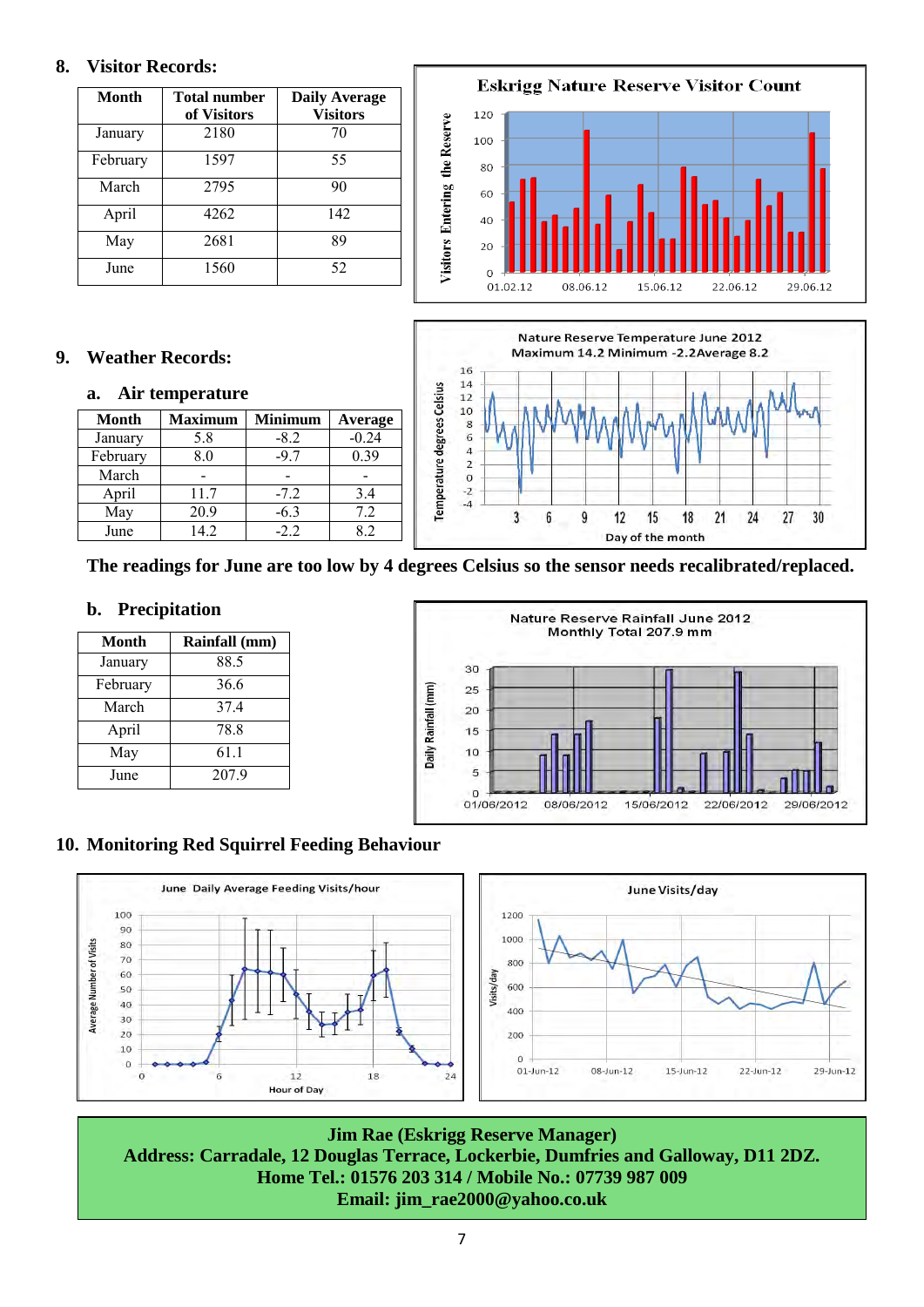## 8. Visitor Records:

| Month | Total number of Visitors | Daily Average Visitors |
|---|---|---|
| January | 2180 | 70 |
| February | 1597 | 55 |
| March | 2795 | 90 |
| April | 4262 | 142 |
| May | 2681 | 89 |
| June | 1560 | 52 |

Eskrigg Nature Reserve Visitor Count

Visitors Entering the Reserve

120
100
80
60
40
20
0

01.02.12 08.06.12 15.06.12 22.06.12 29.06.12

## 9. Weather Records:

### a. Air temperature

| Month | Maximum | Minimum | Average |
|---|---|---|---|
| January | 5.8 | -8.2 | -0.24 |
| February | 8.0 | -9.7 | 0.39 |
| March | - | - | - |
| April | 11.7 | -7.2 | 3.4 |
| May | 20.9 | -6.3 | 7.2 |
| June | 14.2 | -2.2 | 8.2 |

Nature Reserve Temperature June 2012
Maximum 14.2 Minimum -2.2Average 8.2

Temperature degrees Celsius

16
14
12
10
8
6
4
2
0
-2
-4

3 6 9 12 15 18 21 24 27 30

Day of the month

**The readings for June are too low by 4 degrees Celsius so the sensor needs recalibrated/replaced.**

### b. Precipitation

| Month | Rainfall (mm) |
|---|---|
| January | 88.5 |
| February | 36.6 |
| March | 37.4 |
| April | 78.8 |
| May | 61.1 |
| June | 207.9 |

Nature Reserve Rainfall June 2012
Monthly Total 207.9 mm

Daily Rainfall (mm)

30
25
20
15
10
5
0

01/06/2012 08/06/2012 15/06/2012 22/06/2012 29/06/2012

## 10. Monitoring Red Squirrel Feeding Behaviour

June Daily Average Feeding Visits/hour

Average Number of Visits

100
90
80
70
60
50
40
30
20
10
0

0 6 12 18 24

Hour of Day

June Visits/day

Visits/day

1200
1000
800
600
400
200
0

01-Jun-12 08-Jun-12 15-Jun-12 22-Jun-12 29-Jun-12

**Jim Rae (Eskrigg Reserve Manager)**
**Address: Carradale, 12 Douglas Terrace, Lockerbie, Dumfries and Galloway, D11 2DZ.**
**Home Tel.: 01576 203 314 / Mobile No.: 07739 987 009**
**Email: jim_rae2000@yahoo.co.uk**